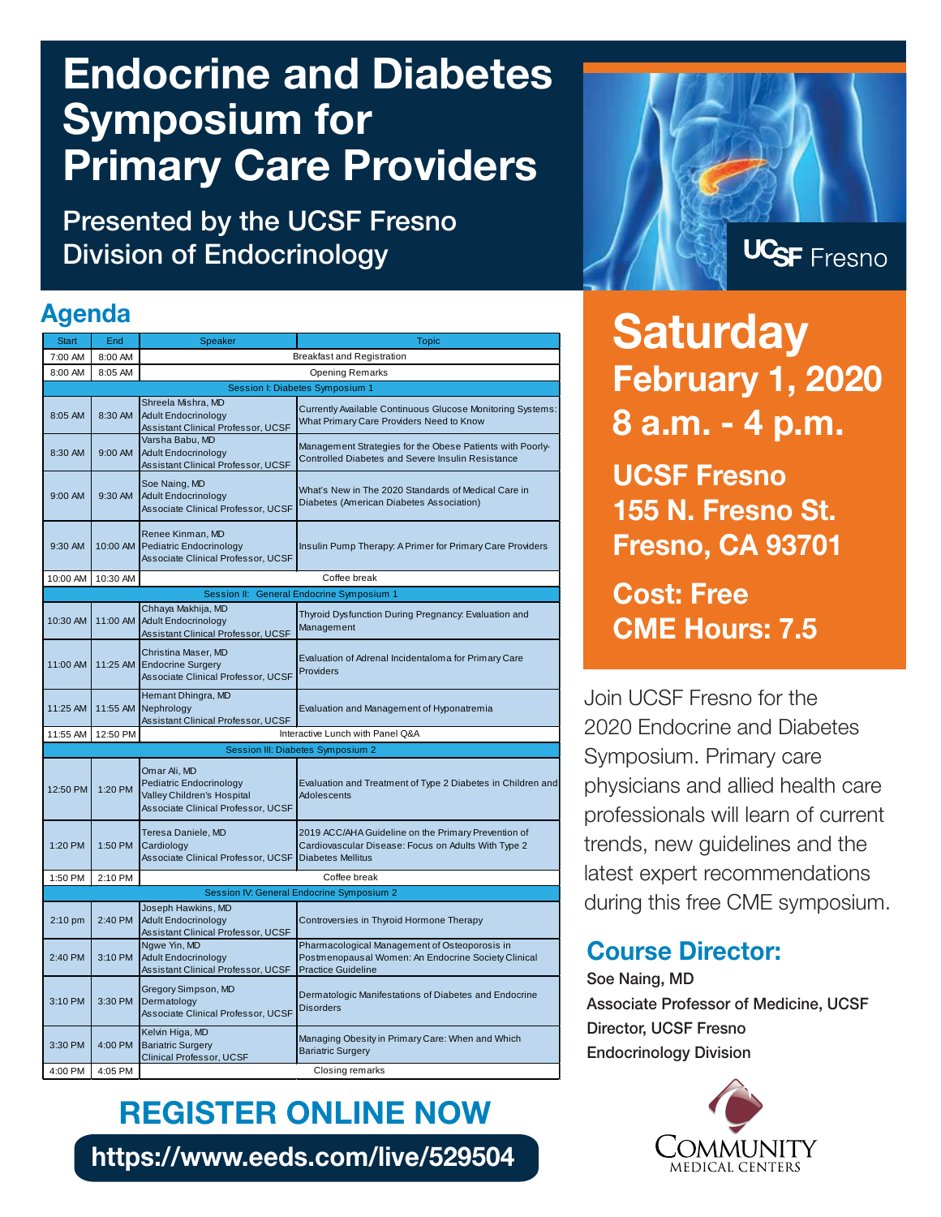# Endocrine and Diabetes Symposium for Primary Care Providers

## Presented by the UCSF Fresno Division of Endocrinology

UCSF Fresno

## Agenda

| Start | End | Speaker | Topic |
|---|---|---|---|
| 7:00 AM | 8:00 AM | Breakfast and Registration | |
| 8:00 AM | 8:05 AM | Opening Remarks | |
| Session I: Diabetes Symposium 1 | | | |
| 8:05 AM | 8:30 AM | Shreela Mishra, MD<br>Adult Endocrinology<br>Assistant Clinical Professor, UCSF | Currently Available Continuous Glucose Monitoring Systems: What Primary Care Providers Need to Know |
| 8:30 AM | 9:00 AM | Varsha Babu, MD<br>Adult Endocrinology<br>Assistant Clinical Professor, UCSF | Management Strategies for the Obese Patients with Poorly-Controlled Diabetes and Severe Insulin Resistance |
| 9:00 AM | 9:30 AM | Soe Naing, MD<br>Adult Endocrinology<br>Associate Clinical Professor, UCSF | What's New in The 2020 Standards of Medical Care in Diabetes (American Diabetes Association) |
| 9:30 AM | 10:00 AM | Renee Kinman, MD<br>Pediatric Endocrinology<br>Associate Clinical Professor, UCSF | Insulin Pump Therapy: A Primer for Primary Care Providers |
| 10:00 AM | 10:30 AM | Coffee break | |
| Session II: General Endocrine Symposium 1 | | | |
| 10:30 AM | 11:00 AM | Chhaya Makhija, MD<br>Adult Endocrinology<br>Assistant Clinical Professor, UCSF | Thyroid Dysfunction During Pregnancy: Evaluation and Management |
| 11:00 AM | 11:25 AM | Christina Maser, MD<br>Endocrine Surgery<br>Associate Clinical Professor, UCSF | Evaluation of Adrenal Incidentaloma for Primary Care Providers |
| 11:25 AM | 11:55 AM | Hemant Dhingra, MD<br>Nephrology<br>Assistant Clinical Professor, UCSF | Evaluation and Management of Hyponatremia |
| 11:55 AM | 12:50 PM | Interactive Lunch with Panel Q&A | |
| Session III: Diabetes Symposium 2 | | | |
| 12:50 PM | 1:20 PM | Omar Ali, MD<br>Pediatric Endocrinology<br>Valley Children's Hospital<br>Associate Clinical Professor, UCSF | Evaluation and Treatment of Type 2 Diabetes in Children and Adolescents |
| 1:20 PM | 1:50 PM | Teresa Daniele, MD<br>Cardiology<br>Associate Clinical Professor, UCSF | 2019 ACC/AHA Guideline on the Primary Prevention of Cardiovascular Disease: Focus on Adults With Type 2 Diabetes Mellitus |
| 1:50 PM | 2:10 PM | Coffee break | |
| Session IV: General Endocrine Symposium 2 | | | |
| 2:10 pm | 2:40 PM | Joseph Hawkins, MD<br>Adult Endocrinology<br>Assistant Clinical Professor, UCSF | Controversies in Thyroid Hormone Therapy |
| 2:40 PM | 3:10 PM | Ngwe Yin, MD<br>Adult Endocrinology<br>Assistant Clinical Professor, UCSF | Pharmacological Management of Osteoporosis in Postmenopausal Women: An Endocrine Society Clinical Practice Guideline |
| 3:10 PM | 3:30 PM | Gregory Simpson, MD<br>Dermatology<br>Associate Clinical Professor, UCSF | Dermatologic Manifestations of Diabetes and Endocrine Disorders |
| 3:30 PM | 4:00 PM | Kelvin Higa, MD<br>Bariatric Surgery<br>Clinical Professor, UCSF | Managing Obesity in Primary Care: When and Which Bariatric Surgery |
| 4:00 PM | 4:05 PM | Closing remarks | |

## Saturday

**February 1, 2020**

**8 a.m. - 4 p.m.**

**UCSF Fresno**
**155 N. Fresno St.**
**Fresno, CA 93701**

**Cost: Free**
**CME Hours: 7.5**

Join UCSF Fresno for the 2020 Endocrine and Diabetes Symposium. Primary care physicians and allied health care professionals will learn of current trends, new guidelines and the latest expert recommendations during this free CME symposium.

## Course Director:

**Soe Naing, MD**
**Associate Professor of Medicine, UCSF**
**Director, UCSF Fresno**
**Endocrinology Division**

## REGISTER ONLINE NOW

**https://www.eeds.com/live/529504**

COMMUNITY MEDICAL CENTERS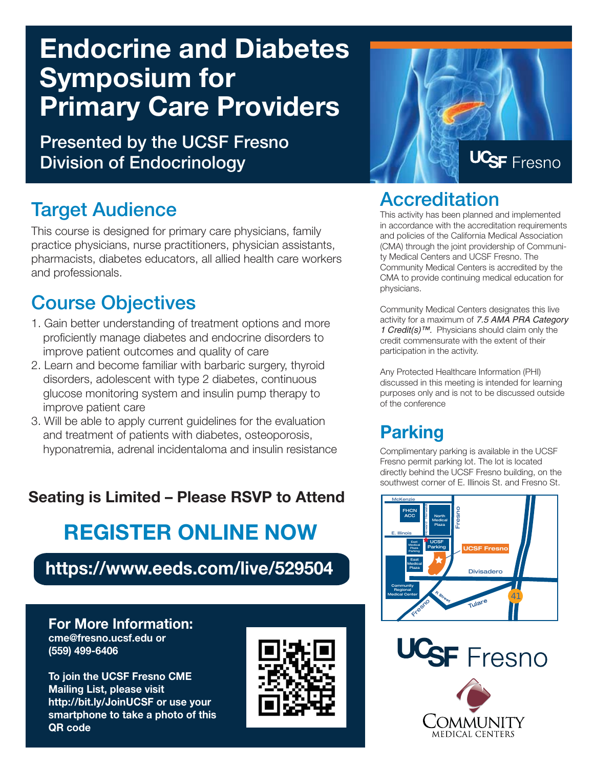# Endocrine and Diabetes Symposium for Primary Care Providers

Presented by the UCSF Fresno Division of Endocrinology

## Target Audience

This course is designed for primary care physicians, family practice physicians, nurse practitioners, physician assistants, pharmacists, diabetes educators, all allied health care workers and professionals.

## Course Objectives

1. Gain better understanding of treatment options and more proficiently manage diabetes and endocrine disorders to improve patient outcomes and quality of care
2. Learn and become familiar with barbaric surgery, thyroid disorders, adolescent with type 2 diabetes, continuous glucose monitoring system and insulin pump therapy to improve patient care
3. Will be able to apply current guidelines for the evaluation and treatment of patients with diabetes, osteoporosis, hyponatremia, adrenal incidentaloma and insulin resistance

**Seating is Limited – Please RSVP to Attend**

## REGISTER ONLINE NOW

**https://www.eeds.com/live/529504**

**For More Information:**
**cme@fresno.ucsf.edu or**
**(559) 499-6406**

**To join the UCSF Fresno CME Mailing List, please visit http://bit.ly/JoinUCSF or use your smartphone to take a photo of this QR code**

## Accreditation

This activity has been planned and implemented in accordance with the accreditation requirements and policies of the California Medical Association (CMA) through the joint providership of Community Medical Centers and UCSF Fresno. The Community Medical Centers is accredited by the CMA to provide continuing medical education for physicians.

Community Medical Centers designates this live activity for a maximum of *7.5 AMA PRA Category 1 Credit(s)™*. Physicians should claim only the credit commensurate with the extent of their participation in the activity.

Any Protected Healthcare Information (PHI) discussed in this meeting is intended for learning purposes only and is not to be discussed outside of the conference

## Parking

Complimentary parking is available in the UCSF Fresno permit parking lot. The lot is located directly behind the UCSF Fresno building, on the southwest corner of E. Illinois St. and Fresno St.

McKenzie
FHCN ACC
Howard
North Medical Plaza
Fresno
E. Illinois
East Medical Plaza Parking
UCSF Parking
UCSF Fresno
East Medical Plaza
Divisadero
Community Regional Medical Center
R Street
Tulare
Fresno
41

UCSF Fresno

Community Medical Centers